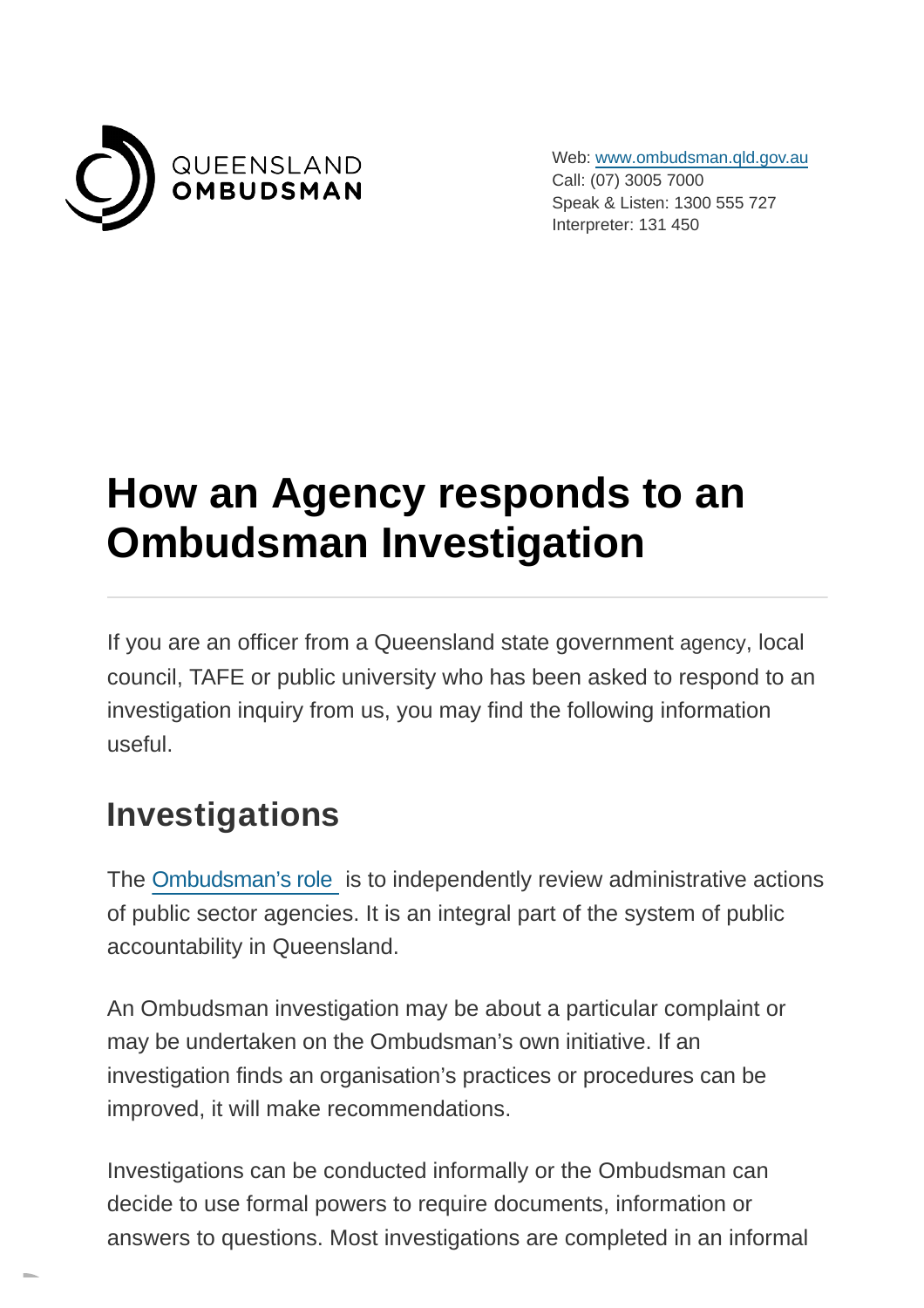QUEENSLAND OMBUDSMAN

Web: www.ombudsman.qld.gov.au
Call: (07) 3005 7000
Speak & Listen: 1300 555 727
Interpreter: 131 450

# How an Agency responds to an Ombudsman Investigation

If you are an officer from a Queensland state government agency, local council, TAFE or public university who has been asked to respond to an investigation inquiry from us, you may find the following information useful.

## Investigations

The Ombudsman's role is to independently review administrative actions of public sector agencies. It is an integral part of the system of public accountability in Queensland.

An Ombudsman investigation may be about a particular complaint or may be undertaken on the Ombudsman's own initiative. If an investigation finds an organisation's practices or procedures can be improved, it will make recommendations.

Investigations can be conducted informally or the Ombudsman can decide to use formal powers to require documents, information or answers to questions. Most investigations are completed in an informal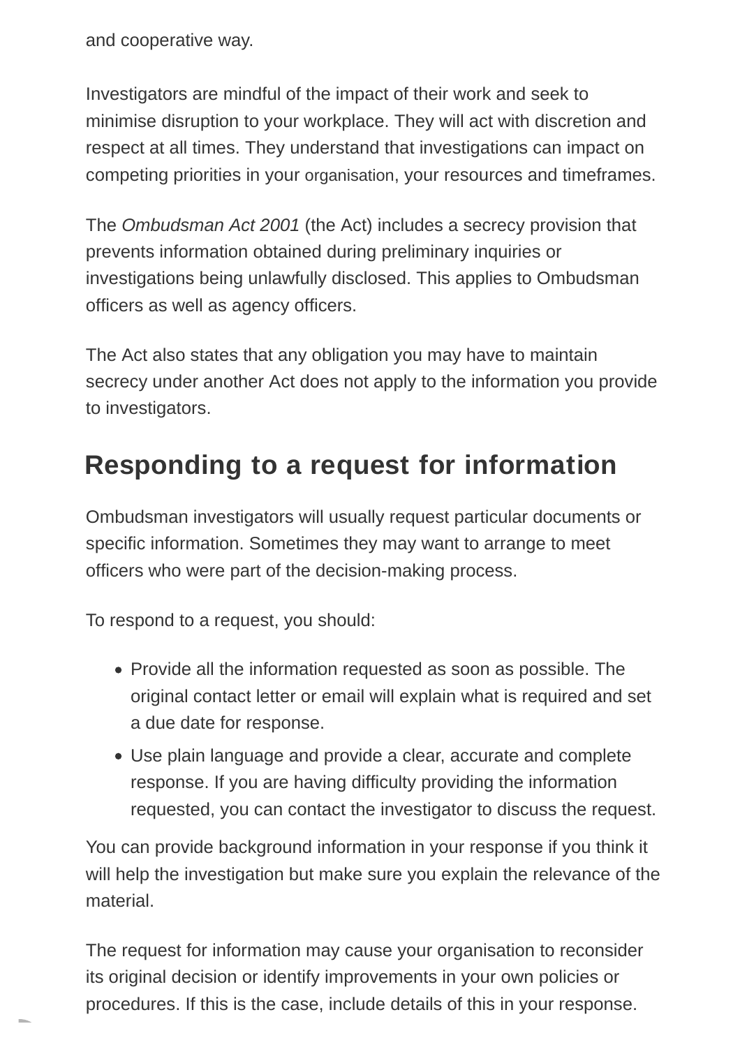and cooperative way.

Investigators are mindful of the impact of their work and seek to minimise disruption to your workplace. They will act with discretion and respect at all times. They understand that investigations can impact on competing priorities in your organisation, your resources and timeframes.

The *Ombudsman Act 2001* (the Act) includes a secrecy provision that prevents information obtained during preliminary inquiries or investigations being unlawfully disclosed. This applies to Ombudsman officers as well as agency officers.

The Act also states that any obligation you may have to maintain secrecy under another Act does not apply to the information you provide to investigators.

## Responding to a request for information

Ombudsman investigators will usually request particular documents or specific information. Sometimes they may want to arrange to meet officers who were part of the decision-making process.

To respond to a request, you should:

- Provide all the information requested as soon as possible. The original contact letter or email will explain what is required and set a due date for response.
- Use plain language and provide a clear, accurate and complete response. If you are having difficulty providing the information requested, you can contact the investigator to discuss the request.

You can provide background information in your response if you think it will help the investigation but make sure you explain the relevance of the material.

The request for information may cause your organisation to reconsider its original decision or identify improvements in your own policies or procedures. If this is the case, include details of this in your response.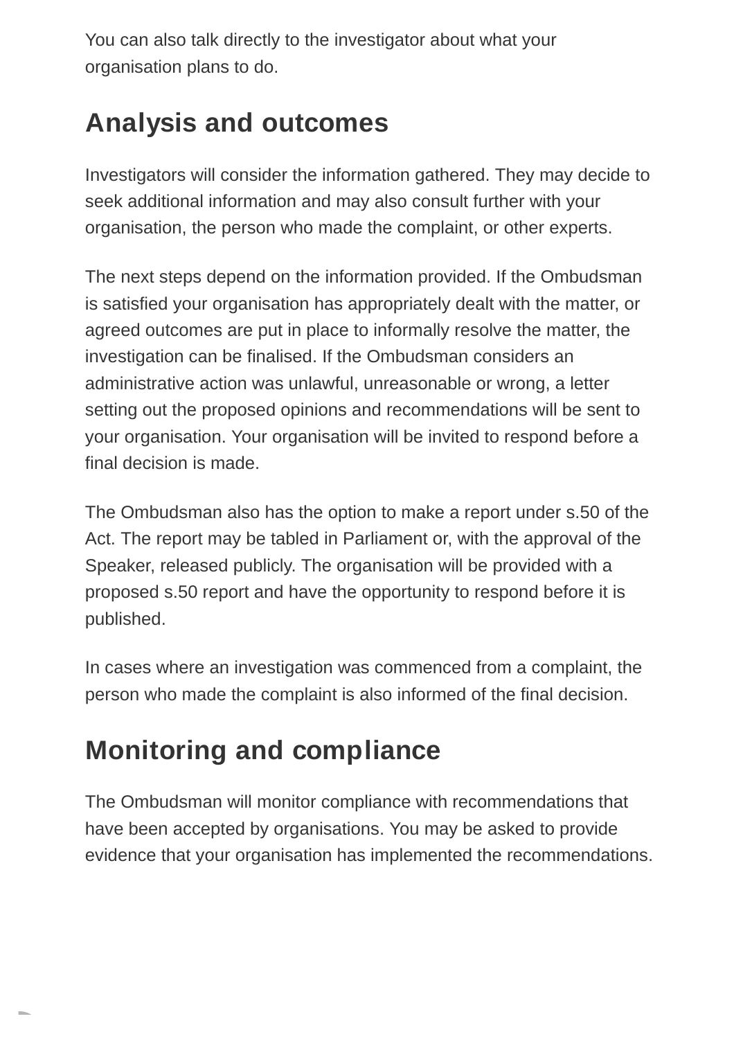You can also talk directly to the investigator about what your organisation plans to do.

## Analysis and outcomes

Investigators will consider the information gathered. They may decide to seek additional information and may also consult further with your organisation, the person who made the complaint, or other experts.

The next steps depend on the information provided. If the Ombudsman is satisfied your organisation has appropriately dealt with the matter, or agreed outcomes are put in place to informally resolve the matter, the investigation can be finalised. If the Ombudsman considers an administrative action was unlawful, unreasonable or wrong, a letter setting out the proposed opinions and recommendations will be sent to your organisation. Your organisation will be invited to respond before a final decision is made.

The Ombudsman also has the option to make a report under s.50 of the Act. The report may be tabled in Parliament or, with the approval of the Speaker, released publicly. The organisation will be provided with a proposed s.50 report and have the opportunity to respond before it is published.

In cases where an investigation was commenced from a complaint, the person who made the complaint is also informed of the final decision.

## Monitoring and compliance

The Ombudsman will monitor compliance with recommendations that have been accepted by organisations. You may be asked to provide evidence that your organisation has implemented the recommendations.